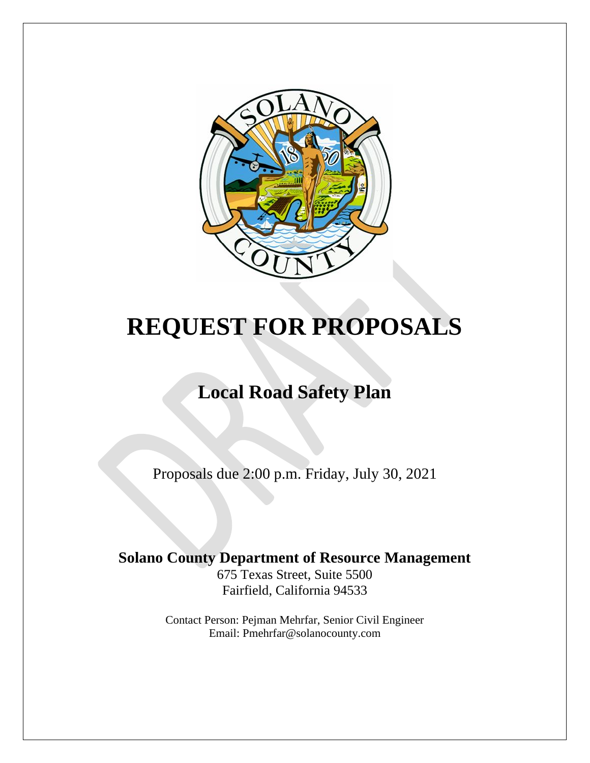# REQUEST FOR PROPOSALS

## Local Road Safety Plan

Proposals due 2:00 p.m. Friday, July 30, 2021

**Solano County Department of Resource Management**

675 Texas Street, Suite 5500
Fairfield, California 94533

Contact Person: Pejman Mehrfar, Senior Civil Engineer
Email: Pmehrfar@solanocounty.com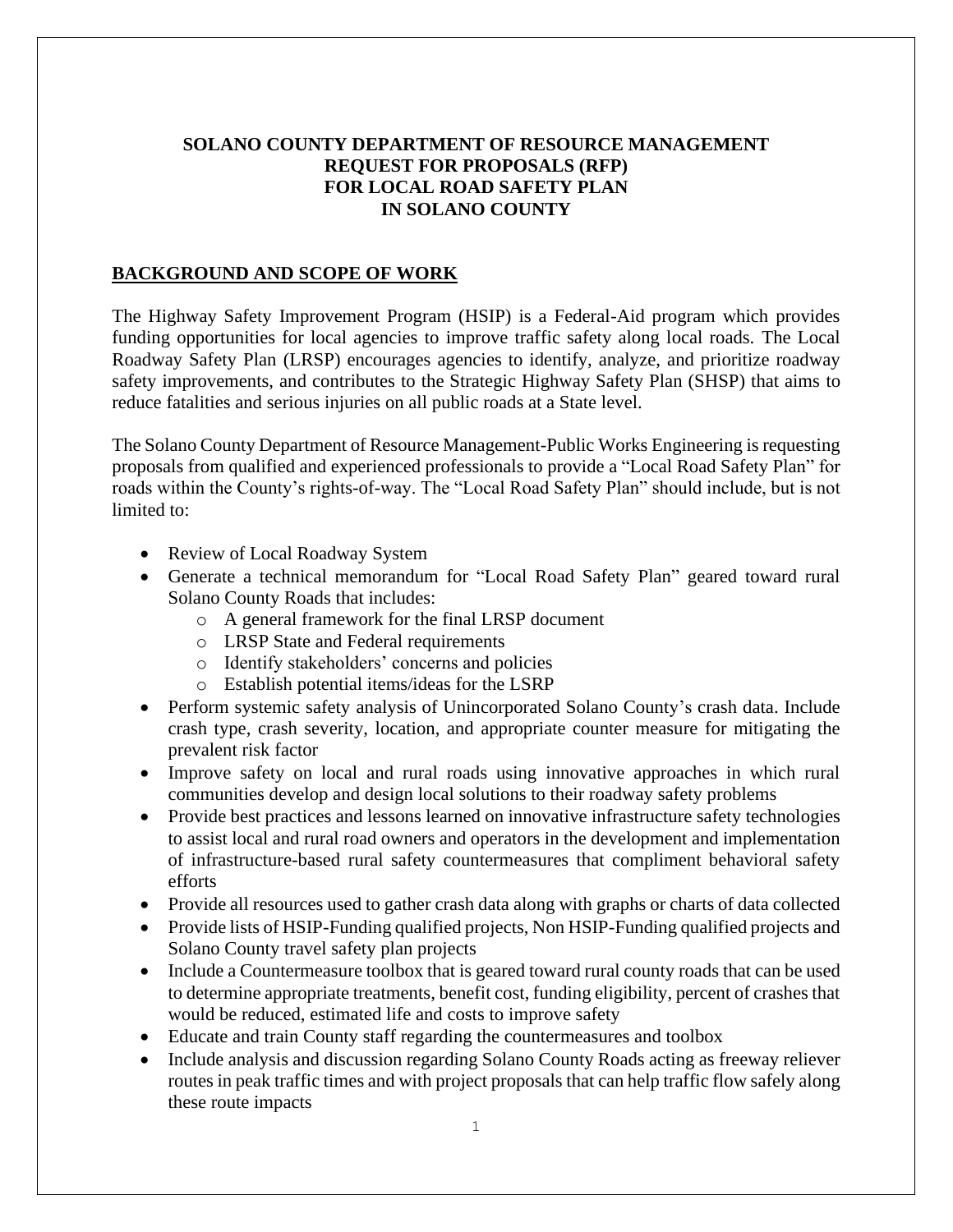**SOLANO COUNTY DEPARTMENT OF RESOURCE MANAGEMENT**
**REQUEST FOR PROPOSALS (RFP)**
**FOR LOCAL ROAD SAFETY PLAN**
**IN SOLANO COUNTY**

## BACKGROUND AND SCOPE OF WORK

The Highway Safety Improvement Program (HSIP) is a Federal-Aid program which provides funding opportunities for local agencies to improve traffic safety along local roads. The Local Roadway Safety Plan (LRSP) encourages agencies to identify, analyze, and prioritize roadway safety improvements, and contributes to the Strategic Highway Safety Plan (SHSP) that aims to reduce fatalities and serious injuries on all public roads at a State level.

The Solano County Department of Resource Management-Public Works Engineering is requesting proposals from qualified and experienced professionals to provide a "Local Road Safety Plan" for roads within the County's rights-of-way. The "Local Road Safety Plan" should include, but is not limited to:

- Review of Local Roadway System
- Generate a technical memorandum for "Local Road Safety Plan" geared toward rural Solano County Roads that includes:
  - A general framework for the final LRSP document
  - LRSP State and Federal requirements
  - Identify stakeholders' concerns and policies
  - Establish potential items/ideas for the LSRP
- Perform systemic safety analysis of Unincorporated Solano County's crash data. Include crash type, crash severity, location, and appropriate counter measure for mitigating the prevalent risk factor
- Improve safety on local and rural roads using innovative approaches in which rural communities develop and design local solutions to their roadway safety problems
- Provide best practices and lessons learned on innovative infrastructure safety technologies to assist local and rural road owners and operators in the development and implementation of infrastructure-based rural safety countermeasures that compliment behavioral safety efforts
- Provide all resources used to gather crash data along with graphs or charts of data collected
- Provide lists of HSIP-Funding qualified projects, Non HSIP-Funding qualified projects and Solano County travel safety plan projects
- Include a Countermeasure toolbox that is geared toward rural county roads that can be used to determine appropriate treatments, benefit cost, funding eligibility, percent of crashes that would be reduced, estimated life and costs to improve safety
- Educate and train County staff regarding the countermeasures and toolbox
- Include analysis and discussion regarding Solano County Roads acting as freeway reliever routes in peak traffic times and with project proposals that can help traffic flow safely along these route impacts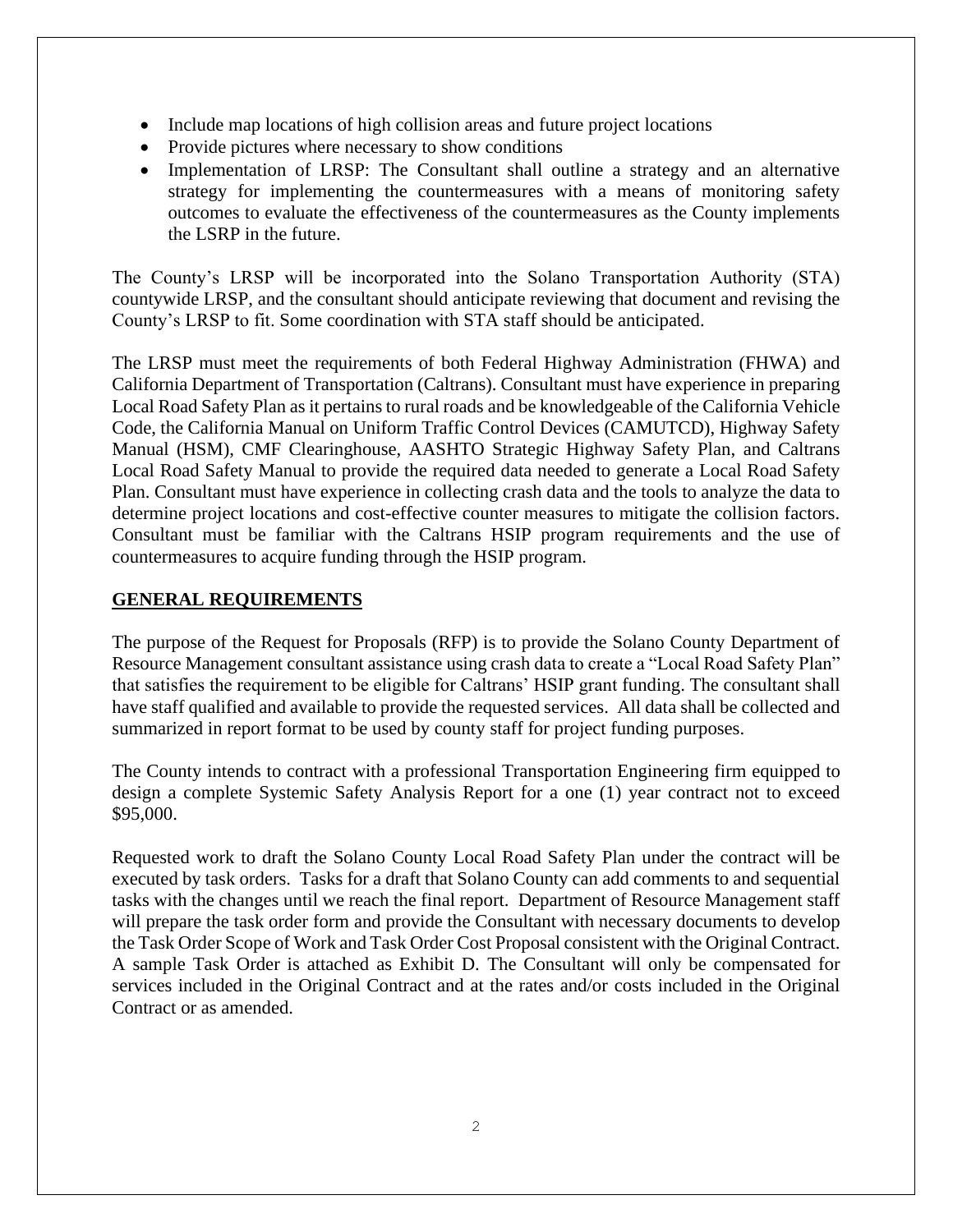- Include map locations of high collision areas and future project locations
- Provide pictures where necessary to show conditions
- Implementation of LRSP: The Consultant shall outline a strategy and an alternative strategy for implementing the countermeasures with a means of monitoring safety outcomes to evaluate the effectiveness of the countermeasures as the County implements the LSRP in the future.

The County's LRSP will be incorporated into the Solano Transportation Authority (STA) countywide LRSP, and the consultant should anticipate reviewing that document and revising the County's LRSP to fit. Some coordination with STA staff should be anticipated.

The LRSP must meet the requirements of both Federal Highway Administration (FHWA) and California Department of Transportation (Caltrans). Consultant must have experience in preparing Local Road Safety Plan as it pertains to rural roads and be knowledgeable of the California Vehicle Code, the California Manual on Uniform Traffic Control Devices (CAMUTCD), Highway Safety Manual (HSM), CMF Clearinghouse, AASHTO Strategic Highway Safety Plan, and Caltrans Local Road Safety Manual to provide the required data needed to generate a Local Road Safety Plan. Consultant must have experience in collecting crash data and the tools to analyze the data to determine project locations and cost-effective counter measures to mitigate the collision factors. Consultant must be familiar with the Caltrans HSIP program requirements and the use of countermeasures to acquire funding through the HSIP program.

## GENERAL REQUIREMENTS

The purpose of the Request for Proposals (RFP) is to provide the Solano County Department of Resource Management consultant assistance using crash data to create a "Local Road Safety Plan" that satisfies the requirement to be eligible for Caltrans' HSIP grant funding. The consultant shall have staff qualified and available to provide the requested services. All data shall be collected and summarized in report format to be used by county staff for project funding purposes.

The County intends to contract with a professional Transportation Engineering firm equipped to design a complete Systemic Safety Analysis Report for a one (1) year contract not to exceed \$95,000.

Requested work to draft the Solano County Local Road Safety Plan under the contract will be executed by task orders. Tasks for a draft that Solano County can add comments to and sequential tasks with the changes until we reach the final report. Department of Resource Management staff will prepare the task order form and provide the Consultant with necessary documents to develop the Task Order Scope of Work and Task Order Cost Proposal consistent with the Original Contract. A sample Task Order is attached as Exhibit D. The Consultant will only be compensated for services included in the Original Contract and at the rates and/or costs included in the Original Contract or as amended.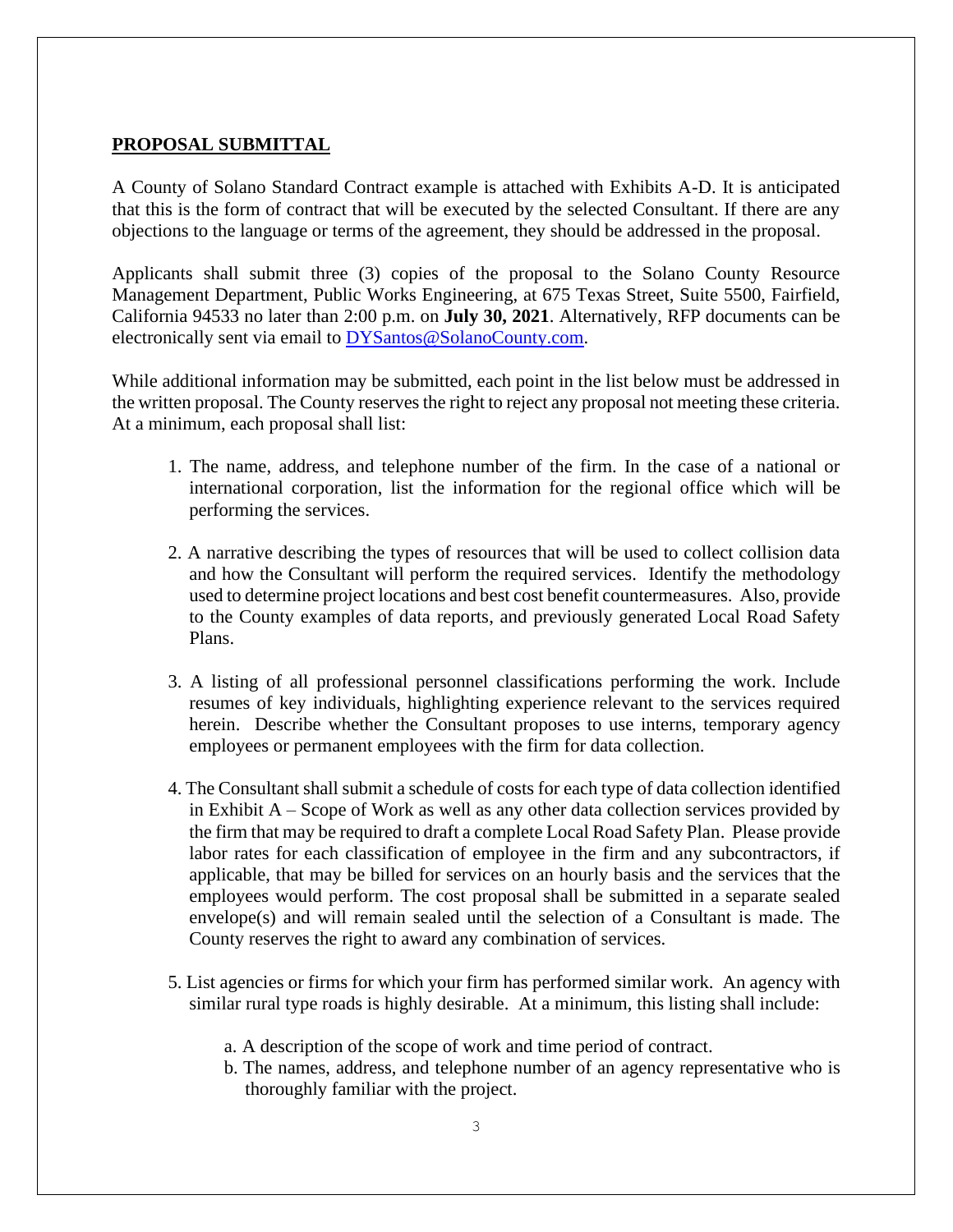## PROPOSAL SUBMITTAL

A County of Solano Standard Contract example is attached with Exhibits A-D. It is anticipated that this is the form of contract that will be executed by the selected Consultant. If there are any objections to the language or terms of the agreement, they should be addressed in the proposal.

Applicants shall submit three (3) copies of the proposal to the Solano County Resource Management Department, Public Works Engineering, at 675 Texas Street, Suite 5500, Fairfield, California 94533 no later than 2:00 p.m. on **July 30, 2021**. Alternatively, RFP documents can be electronically sent via email to [DYSantos@SolanoCounty.com](mailto:DYSantos@SolanoCounty.com).

While additional information may be submitted, each point in the list below must be addressed in the written proposal. The County reserves the right to reject any proposal not meeting these criteria. At a minimum, each proposal shall list:

1. The name, address, and telephone number of the firm. In the case of a national or international corporation, list the information for the regional office which will be performing the services.

2. A narrative describing the types of resources that will be used to collect collision data and how the Consultant will perform the required services. Identify the methodology used to determine project locations and best cost benefit countermeasures. Also, provide to the County examples of data reports, and previously generated Local Road Safety Plans.

3. A listing of all professional personnel classifications performing the work. Include resumes of key individuals, highlighting experience relevant to the services required herein. Describe whether the Consultant proposes to use interns, temporary agency employees or permanent employees with the firm for data collection.

4. The Consultant shall submit a schedule of costs for each type of data collection identified in Exhibit A – Scope of Work as well as any other data collection services provided by the firm that may be required to draft a complete Local Road Safety Plan. Please provide labor rates for each classification of employee in the firm and any subcontractors, if applicable, that may be billed for services on an hourly basis and the services that the employees would perform. The cost proposal shall be submitted in a separate sealed envelope(s) and will remain sealed until the selection of a Consultant is made. The County reserves the right to award any combination of services.

5. List agencies or firms for which your firm has performed similar work. An agency with similar rural type roads is highly desirable. At a minimum, this listing shall include:

    a. A description of the scope of work and time period of contract.
    b. The names, address, and telephone number of an agency representative who is thoroughly familiar with the project.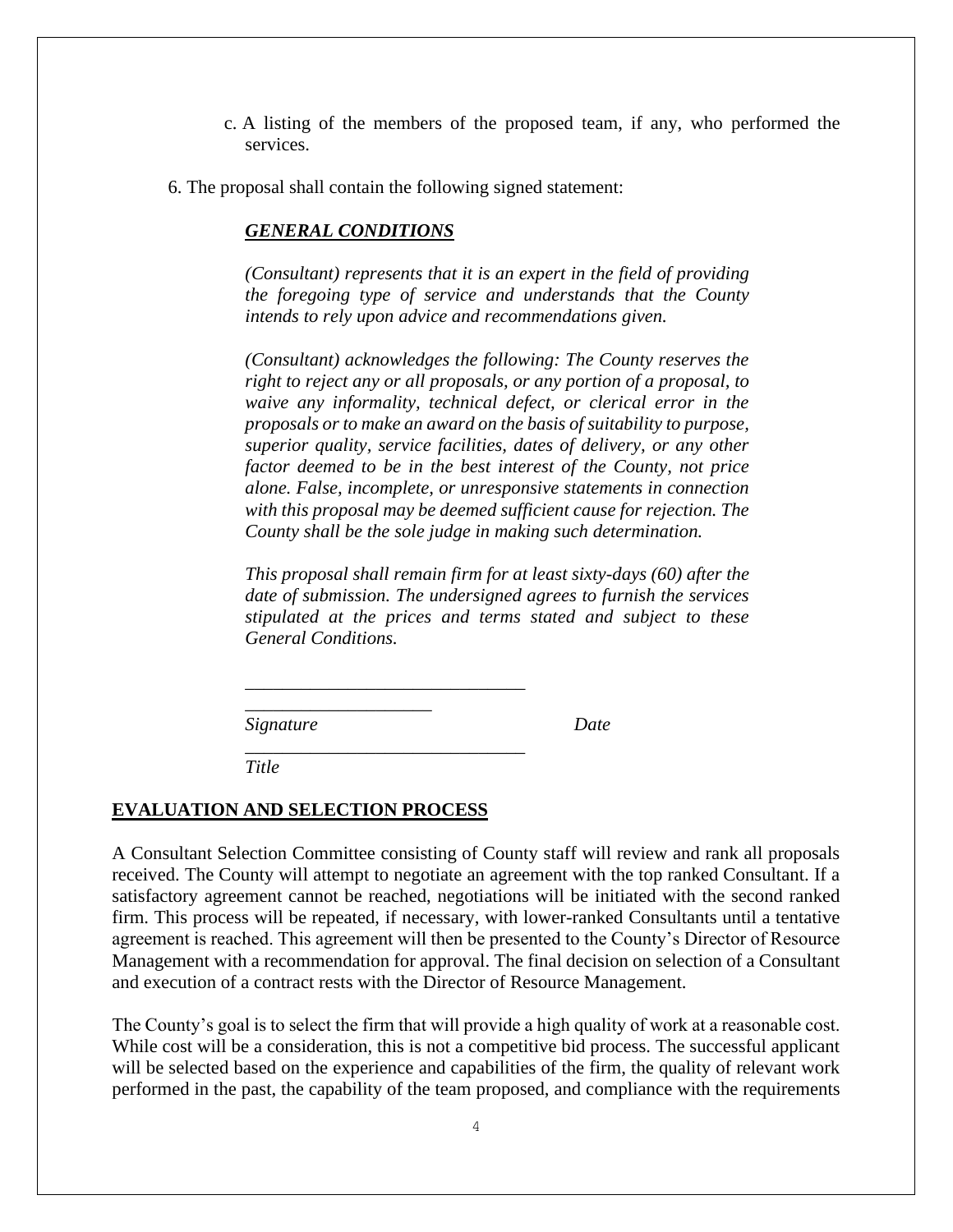c. A listing of the members of the proposed team, if any, who performed the services.

6. The proposal shall contain the following signed statement:

***GENERAL CONDITIONS***

*(Consultant) represents that it is an expert in the field of providing the foregoing type of service and understands that the County intends to rely upon advice and recommendations given.*

*(Consultant) acknowledges the following: The County reserves the right to reject any or all proposals, or any portion of a proposal, to waive any informality, technical defect, or clerical error in the proposals or to make an award on the basis of suitability to purpose, superior quality, service facilities, dates of delivery, or any other factor deemed to be in the best interest of the County, not price alone. False, incomplete, or unresponsive statements in connection with this proposal may be deemed sufficient cause for rejection. The County shall be the sole judge in making such determination.*

*This proposal shall remain firm for at least sixty-days (60) after the date of submission. The undersigned agrees to furnish the services stipulated at the prices and terms stated and subject to these General Conditions.*

______________________________
____________________

*Signature* *Date*

______________________________

*Title*

## EVALUATION AND SELECTION PROCESS

A Consultant Selection Committee consisting of County staff will review and rank all proposals received. The County will attempt to negotiate an agreement with the top ranked Consultant. If a satisfactory agreement cannot be reached, negotiations will be initiated with the second ranked firm. This process will be repeated, if necessary, with lower-ranked Consultants until a tentative agreement is reached. This agreement will then be presented to the County's Director of Resource Management with a recommendation for approval. The final decision on selection of a Consultant and execution of a contract rests with the Director of Resource Management.

The County's goal is to select the firm that will provide a high quality of work at a reasonable cost. While cost will be a consideration, this is not a competitive bid process. The successful applicant will be selected based on the experience and capabilities of the firm, the quality of relevant work performed in the past, the capability of the team proposed, and compliance with the requirements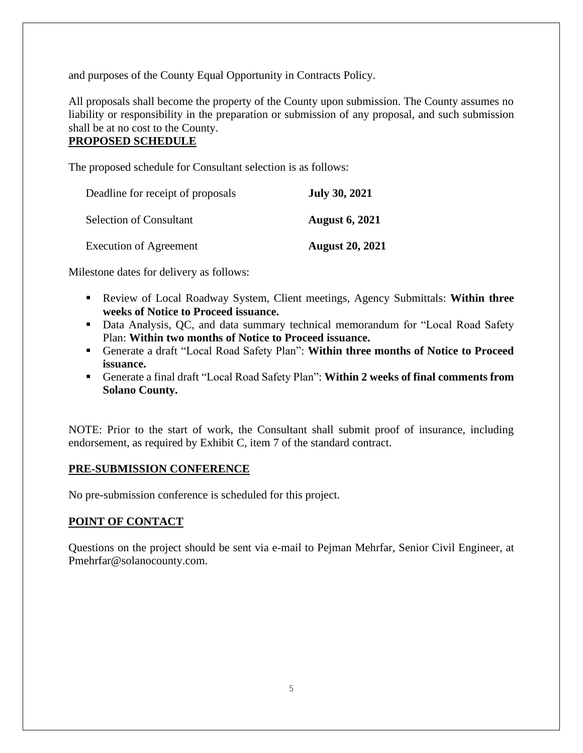and purposes of the County Equal Opportunity in Contracts Policy.

All proposals shall become the property of the County upon submission. The County assumes no liability or responsibility in the preparation or submission of any proposal, and such submission shall be at no cost to the County.

**PROPOSED SCHEDULE**

The proposed schedule for Consultant selection is as follows:

| | |
|---|---|
| Deadline for receipt of proposals | **July 30, 2021** |
| Selection of Consultant | **August 6, 2021** |
| Execution of Agreement | **August 20, 2021** |

Milestone dates for delivery as follows:

- Review of Local Roadway System, Client meetings, Agency Submittals: **Within three weeks of Notice to Proceed issuance.**
- Data Analysis, QC, and data summary technical memorandum for "Local Road Safety Plan: **Within two months of Notice to Proceed issuance.**
- Generate a draft "Local Road Safety Plan": **Within three months of Notice to Proceed issuance.**
- Generate a final draft "Local Road Safety Plan": **Within 2 weeks of final comments from Solano County.**

NOTE: Prior to the start of work, the Consultant shall submit proof of insurance, including endorsement, as required by Exhibit C, item 7 of the standard contract.

**PRE-SUBMISSION CONFERENCE**

No pre-submission conference is scheduled for this project.

**POINT OF CONTACT**

Questions on the project should be sent via e-mail to Pejman Mehrfar, Senior Civil Engineer, at Pmehrfar@solanocounty.com.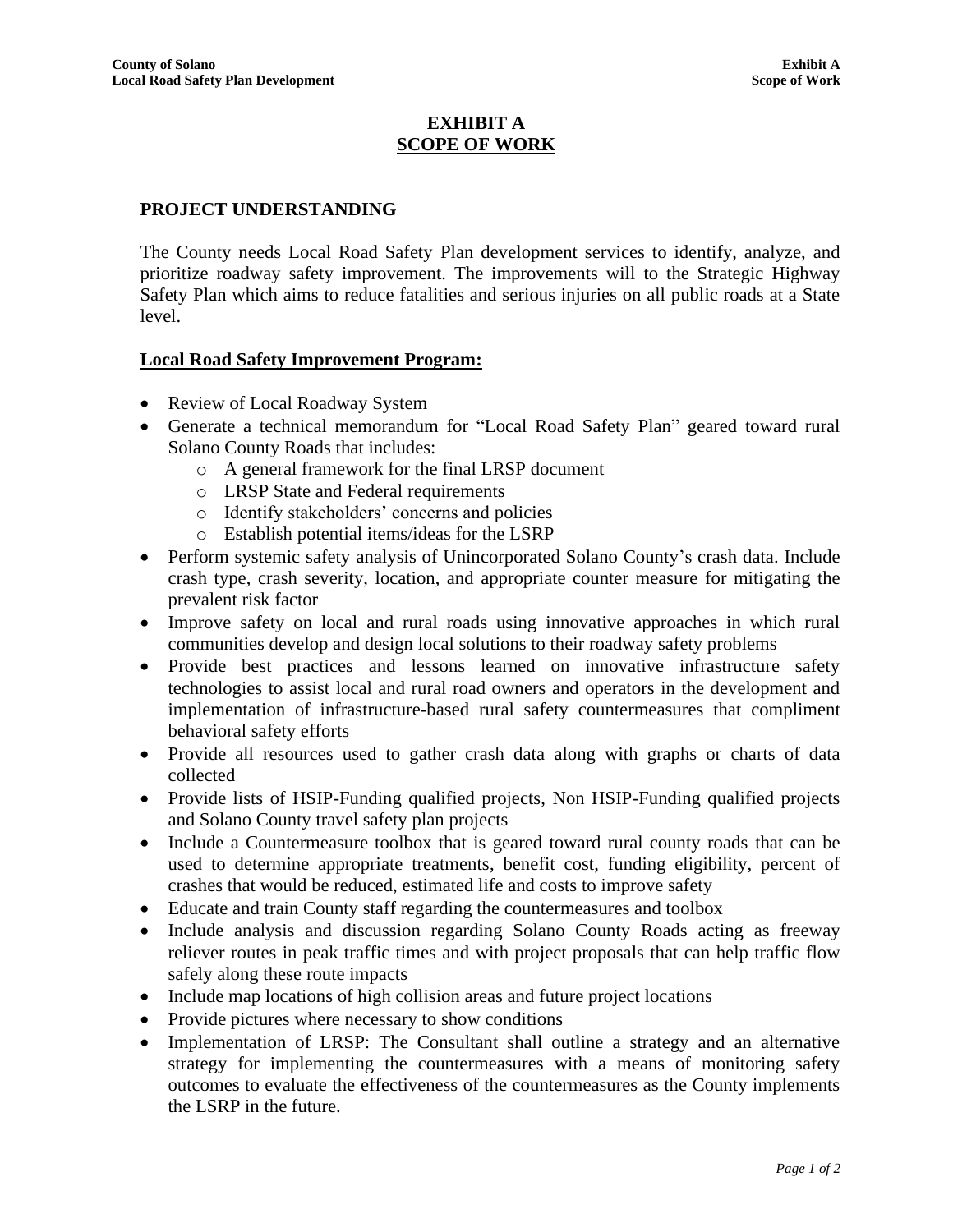# EXHIBIT A
## SCOPE OF WORK

### PROJECT UNDERSTANDING

The County needs Local Road Safety Plan development services to identify, analyze, and prioritize roadway safety improvement. The improvements will to the Strategic Highway Safety Plan which aims to reduce fatalities and serious injuries on all public roads at a State level.

**Local Road Safety Improvement Program:**

- Review of Local Roadway System
- Generate a technical memorandum for "Local Road Safety Plan" geared toward rural Solano County Roads that includes:
  - A general framework for the final LRSP document
  - LRSP State and Federal requirements
  - Identify stakeholders' concerns and policies
  - Establish potential items/ideas for the LSRP
- Perform systemic safety analysis of Unincorporated Solano County's crash data. Include crash type, crash severity, location, and appropriate counter measure for mitigating the prevalent risk factor
- Improve safety on local and rural roads using innovative approaches in which rural communities develop and design local solutions to their roadway safety problems
- Provide best practices and lessons learned on innovative infrastructure safety technologies to assist local and rural road owners and operators in the development and implementation of infrastructure-based rural safety countermeasures that compliment behavioral safety efforts
- Provide all resources used to gather crash data along with graphs or charts of data collected
- Provide lists of HSIP-Funding qualified projects, Non HSIP-Funding qualified projects and Solano County travel safety plan projects
- Include a Countermeasure toolbox that is geared toward rural county roads that can be used to determine appropriate treatments, benefit cost, funding eligibility, percent of crashes that would be reduced, estimated life and costs to improve safety
- Educate and train County staff regarding the countermeasures and toolbox
- Include analysis and discussion regarding Solano County Roads acting as freeway reliever routes in peak traffic times and with project proposals that can help traffic flow safely along these route impacts
- Include map locations of high collision areas and future project locations
- Provide pictures where necessary to show conditions
- Implementation of LRSP: The Consultant shall outline a strategy and an alternative strategy for implementing the countermeasures with a means of monitoring safety outcomes to evaluate the effectiveness of the countermeasures as the County implements the LSRP in the future.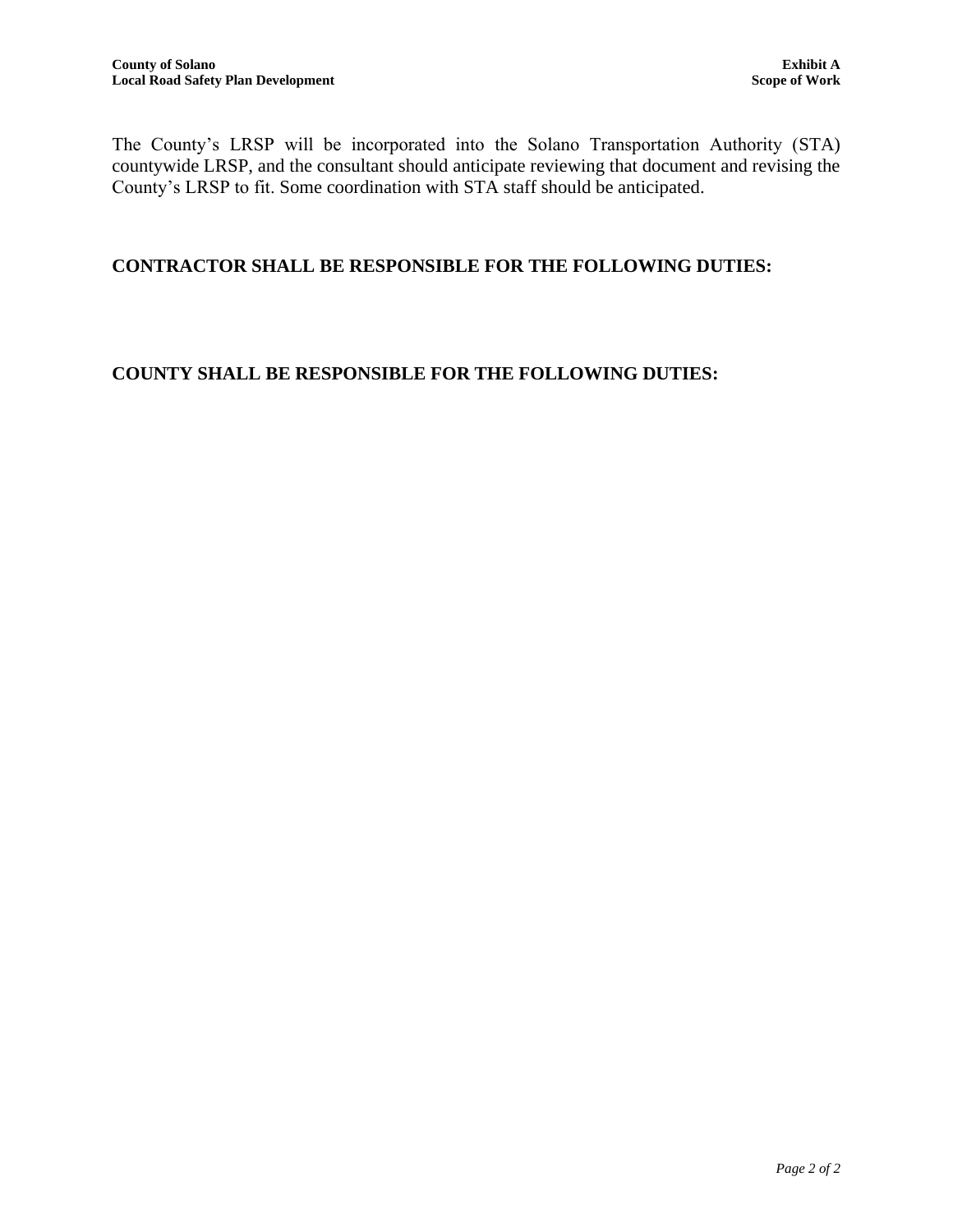The County’s LRSP will be incorporated into the Solano Transportation Authority (STA) countywide LRSP, and the consultant should anticipate reviewing that document and revising the County’s LRSP to fit. Some coordination with STA staff should be anticipated.

## CONTRACTOR SHALL BE RESPONSIBLE FOR THE FOLLOWING DUTIES:

## COUNTY SHALL BE RESPONSIBLE FOR THE FOLLOWING DUTIES: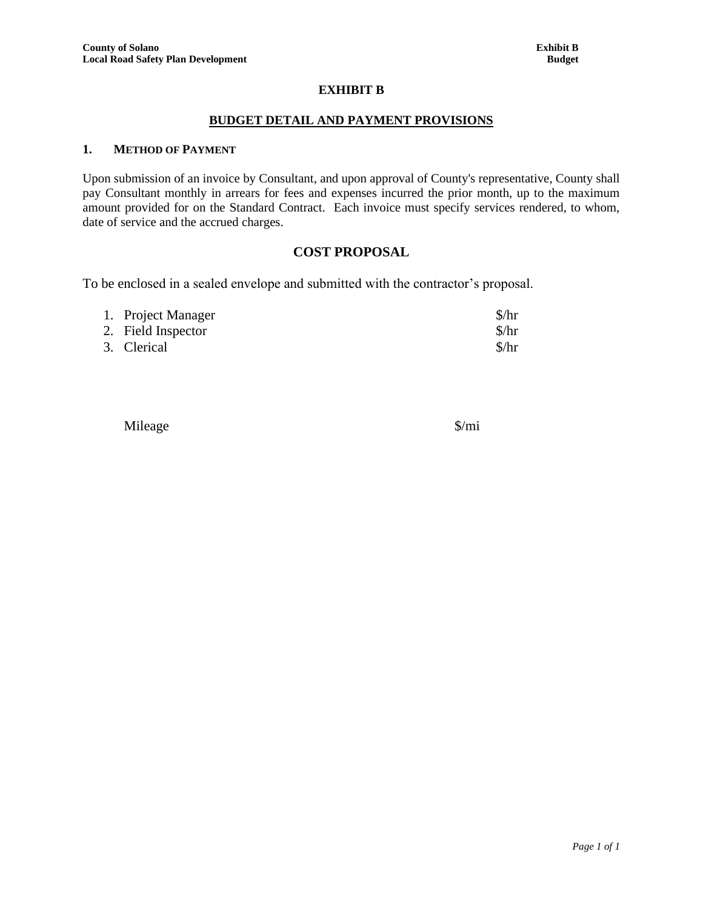# EXHIBIT B

## BUDGET DETAIL AND PAYMENT PROVISIONS

### 1. METHOD OF PAYMENT

Upon submission of an invoice by Consultant, and upon approval of County's representative, County shall pay Consultant monthly in arrears for fees and expenses incurred the prior month, up to the maximum amount provided for on the Standard Contract. Each invoice must specify services rendered, to whom, date of service and the accrued charges.

## COST PROPOSAL

To be enclosed in a sealed envelope and submitted with the contractor's proposal.

| | |
|---|---|
| 1. Project Manager | $/hr |
| 2. Field Inspector | $/hr |
| 3. Clerical | $/hr |

| | |
|---|---|
| Mileage | $/mi |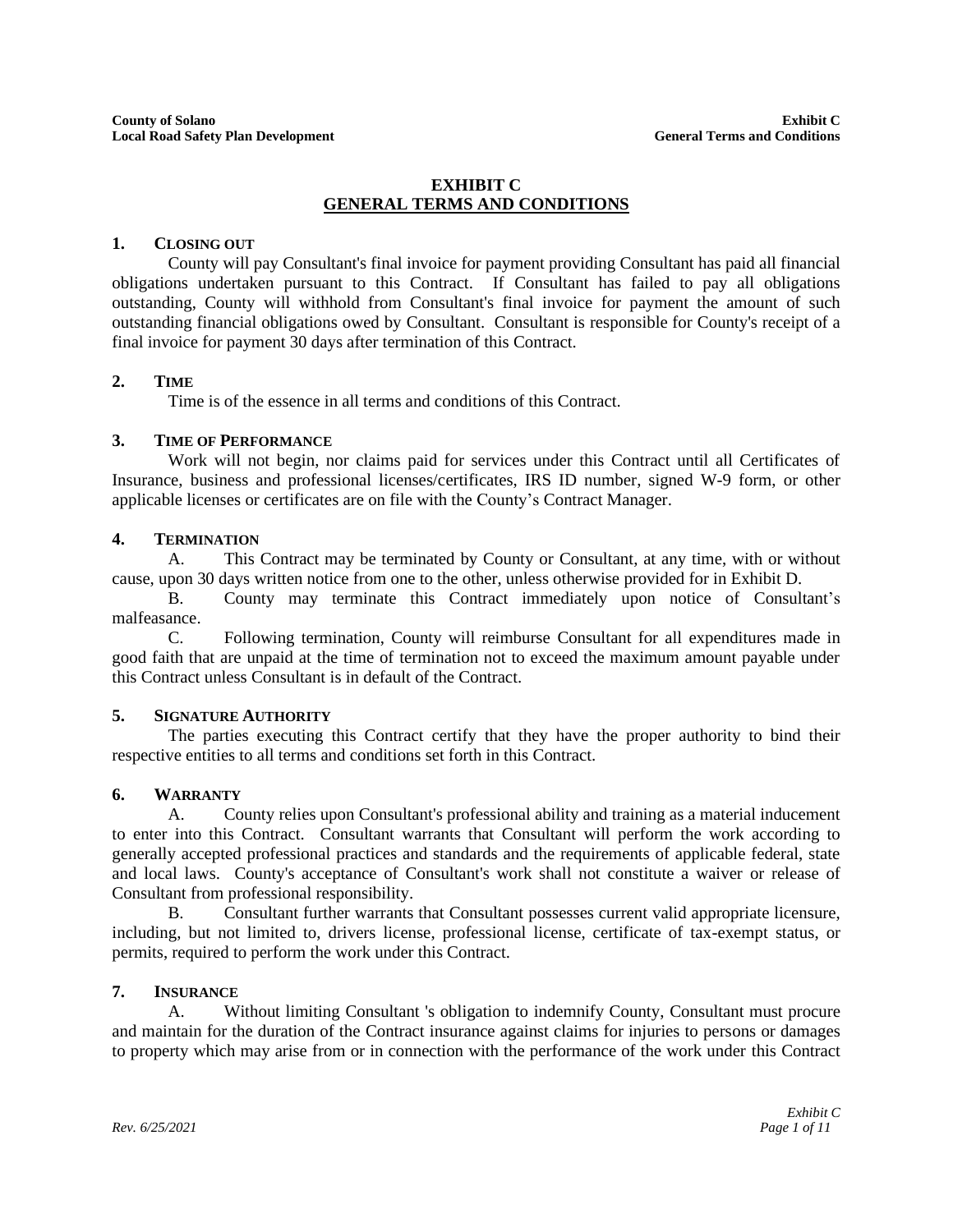# EXHIBIT C
## GENERAL TERMS AND CONDITIONS

### 1. CLOSING OUT

County will pay Consultant's final invoice for payment providing Consultant has paid all financial obligations undertaken pursuant to this Contract. If Consultant has failed to pay all obligations outstanding, County will withhold from Consultant's final invoice for payment the amount of such outstanding financial obligations owed by Consultant. Consultant is responsible for County's receipt of a final invoice for payment 30 days after termination of this Contract.

### 2. TIME

Time is of the essence in all terms and conditions of this Contract.

### 3. TIME OF PERFORMANCE

Work will not begin, nor claims paid for services under this Contract until all Certificates of Insurance, business and professional licenses/certificates, IRS ID number, signed W-9 form, or other applicable licenses or certificates are on file with the County's Contract Manager.

### 4. TERMINATION

A. This Contract may be terminated by County or Consultant, at any time, with or without cause, upon 30 days written notice from one to the other, unless otherwise provided for in Exhibit D.

B. County may terminate this Contract immediately upon notice of Consultant's malfeasance.

C. Following termination, County will reimburse Consultant for all expenditures made in good faith that are unpaid at the time of termination not to exceed the maximum amount payable under this Contract unless Consultant is in default of the Contract.

### 5. SIGNATURE AUTHORITY

The parties executing this Contract certify that they have the proper authority to bind their respective entities to all terms and conditions set forth in this Contract.

### 6. WARRANTY

A. County relies upon Consultant's professional ability and training as a material inducement to enter into this Contract. Consultant warrants that Consultant will perform the work according to generally accepted professional practices and standards and the requirements of applicable federal, state and local laws. County's acceptance of Consultant's work shall not constitute a waiver or release of Consultant from professional responsibility.

B. Consultant further warrants that Consultant possesses current valid appropriate licensure, including, but not limited to, drivers license, professional license, certificate of tax-exempt status, or permits, required to perform the work under this Contract.

### 7. INSURANCE

A. Without limiting Consultant 's obligation to indemnify County, Consultant must procure and maintain for the duration of the Contract insurance against claims for injuries to persons or damages to property which may arise from or in connection with the performance of the work under this Contract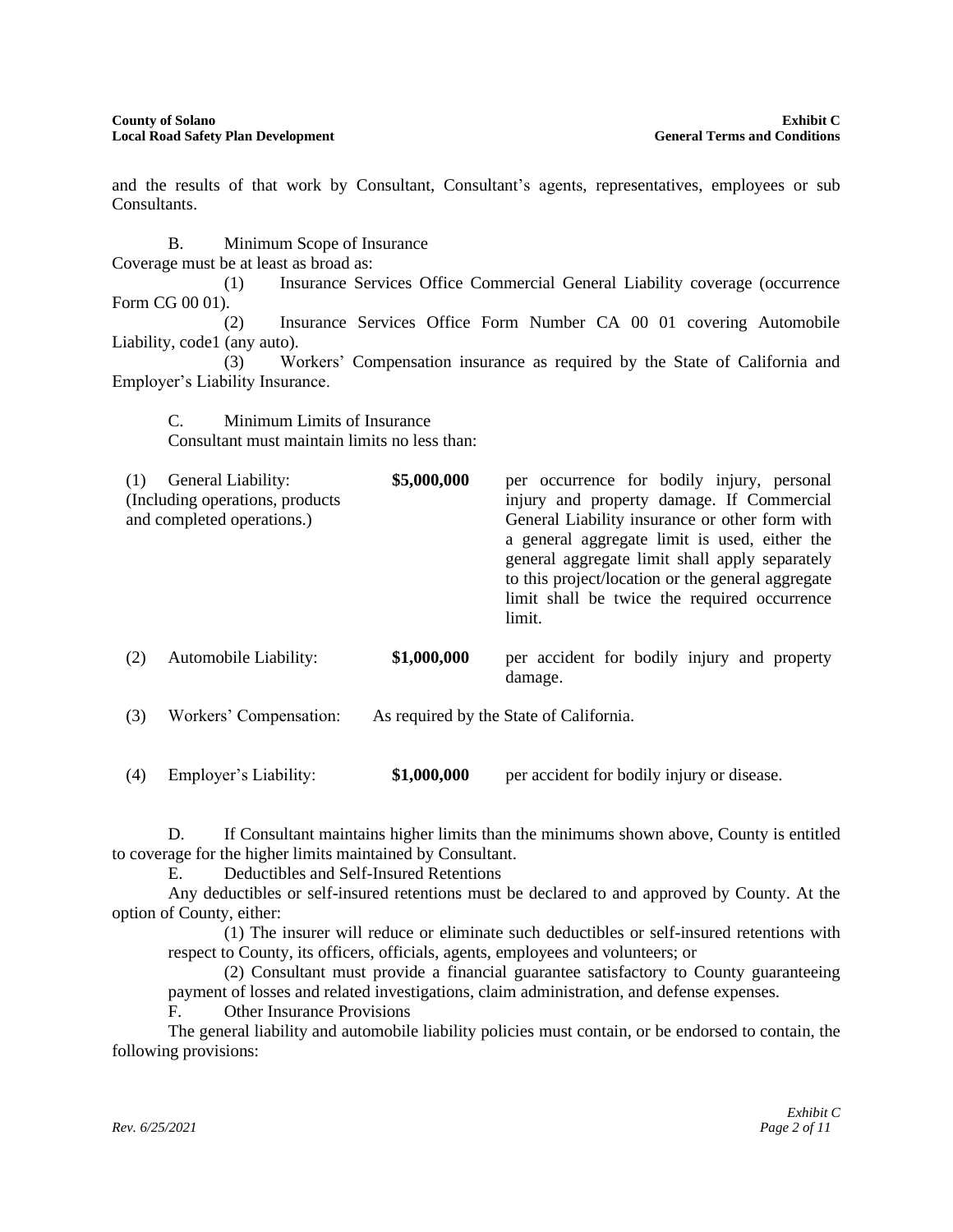and the results of that work by Consultant, Consultant's agents, representatives, employees or sub Consultants.

B. Minimum Scope of Insurance

Coverage must be at least as broad as:

(1) Insurance Services Office Commercial General Liability coverage (occurrence Form CG 00 01).

(2) Insurance Services Office Form Number CA 00 01 covering Automobile Liability, code1 (any auto).

(3) Workers' Compensation insurance as required by the State of California and Employer's Liability Insurance.

C. Minimum Limits of Insurance

Consultant must maintain limits no less than:

| | | | |
|---|---|---|---|
| (1) | General Liability: (Including operations, products and completed operations.) | **$5,000,000** | per occurrence for bodily injury, personal injury and property damage. If Commercial General Liability insurance or other form with a general aggregate limit is used, either the general aggregate limit shall apply separately to this project/location or the general aggregate limit shall be twice the required occurrence limit. |
| (2) | Automobile Liability: | **$1,000,000** | per accident for bodily injury and property damage. |
| (3) | Workers' Compensation: | As required by the State of California. | |
| (4) | Employer's Liability: | **$1,000,000** | per accident for bodily injury or disease. |

D. If Consultant maintains higher limits than the minimums shown above, County is entitled to coverage for the higher limits maintained by Consultant.

E. Deductibles and Self-Insured Retentions

Any deductibles or self-insured retentions must be declared to and approved by County. At the option of County, either:

(1) The insurer will reduce or eliminate such deductibles or self-insured retentions with respect to County, its officers, officials, agents, employees and volunteers; or

(2) Consultant must provide a financial guarantee satisfactory to County guaranteeing payment of losses and related investigations, claim administration, and defense expenses.

F. Other Insurance Provisions

The general liability and automobile liability policies must contain, or be endorsed to contain, the following provisions: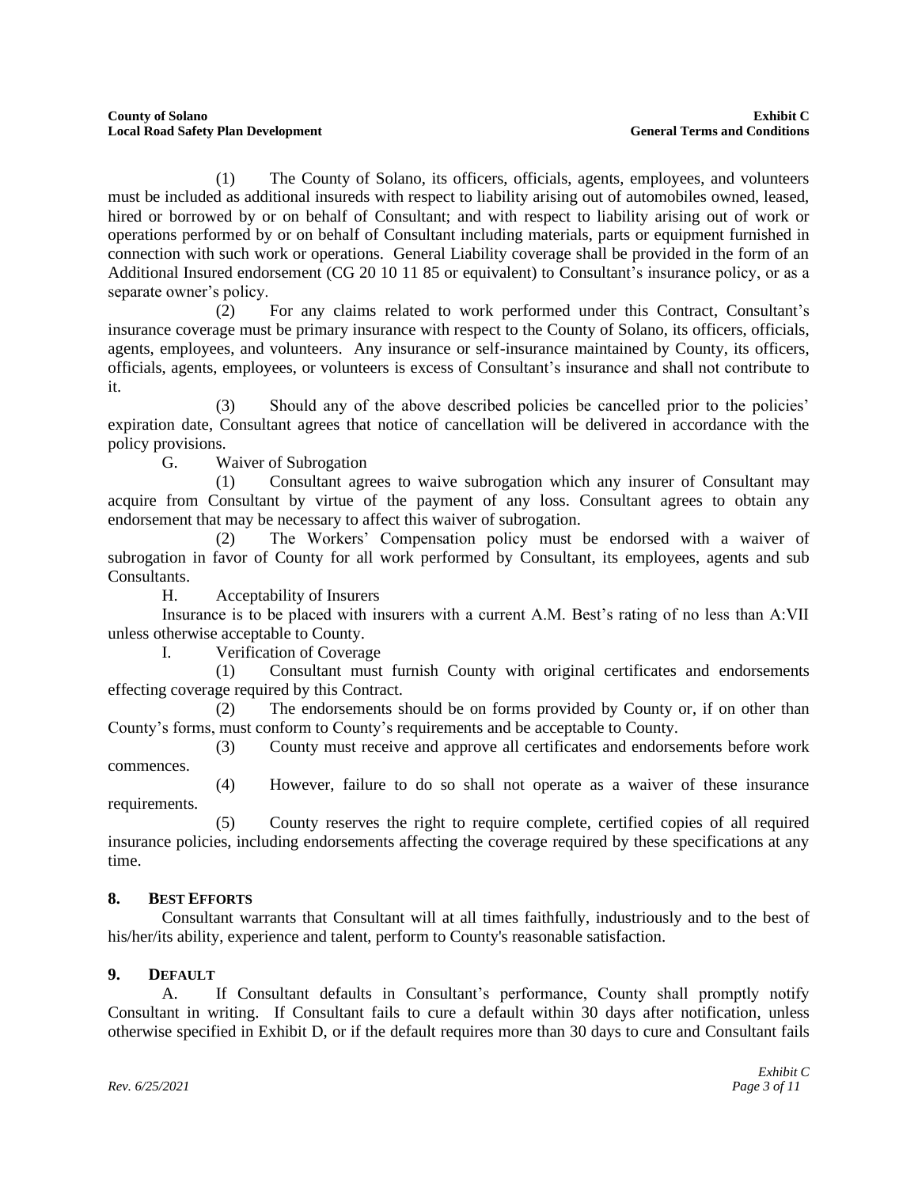(1) The County of Solano, its officers, officials, agents, employees, and volunteers must be included as additional insureds with respect to liability arising out of automobiles owned, leased, hired or borrowed by or on behalf of Consultant; and with respect to liability arising out of work or operations performed by or on behalf of Consultant including materials, parts or equipment furnished in connection with such work or operations. General Liability coverage shall be provided in the form of an Additional Insured endorsement (CG 20 10 11 85 or equivalent) to Consultant's insurance policy, or as a separate owner's policy.

(2) For any claims related to work performed under this Contract, Consultant's insurance coverage must be primary insurance with respect to the County of Solano, its officers, officials, agents, employees, and volunteers. Any insurance or self-insurance maintained by County, its officers, officials, agents, employees, or volunteers is excess of Consultant's insurance and shall not contribute to it.

(3) Should any of the above described policies be cancelled prior to the policies' expiration date, Consultant agrees that notice of cancellation will be delivered in accordance with the policy provisions.

G. Waiver of Subrogation

(1) Consultant agrees to waive subrogation which any insurer of Consultant may acquire from Consultant by virtue of the payment of any loss. Consultant agrees to obtain any endorsement that may be necessary to affect this waiver of subrogation.

(2) The Workers' Compensation policy must be endorsed with a waiver of subrogation in favor of County for all work performed by Consultant, its employees, agents and sub Consultants.

H. Acceptability of Insurers

Insurance is to be placed with insurers with a current A.M. Best's rating of no less than A:VII unless otherwise acceptable to County.

I. Verification of Coverage

(1) Consultant must furnish County with original certificates and endorsements effecting coverage required by this Contract.

(2) The endorsements should be on forms provided by County or, if on other than County's forms, must conform to County's requirements and be acceptable to County.

(3) County must receive and approve all certificates and endorsements before work commences.

(4) However, failure to do so shall not operate as a waiver of these insurance requirements.

(5) County reserves the right to require complete, certified copies of all required insurance policies, including endorsements affecting the coverage required by these specifications at any time.

## 8. BEST EFFORTS

Consultant warrants that Consultant will at all times faithfully, industriously and to the best of his/her/its ability, experience and talent, perform to County's reasonable satisfaction.

## 9. DEFAULT

A. If Consultant defaults in Consultant's performance, County shall promptly notify Consultant in writing. If Consultant fails to cure a default within 30 days after notification, unless otherwise specified in Exhibit D, or if the default requires more than 30 days to cure and Consultant fails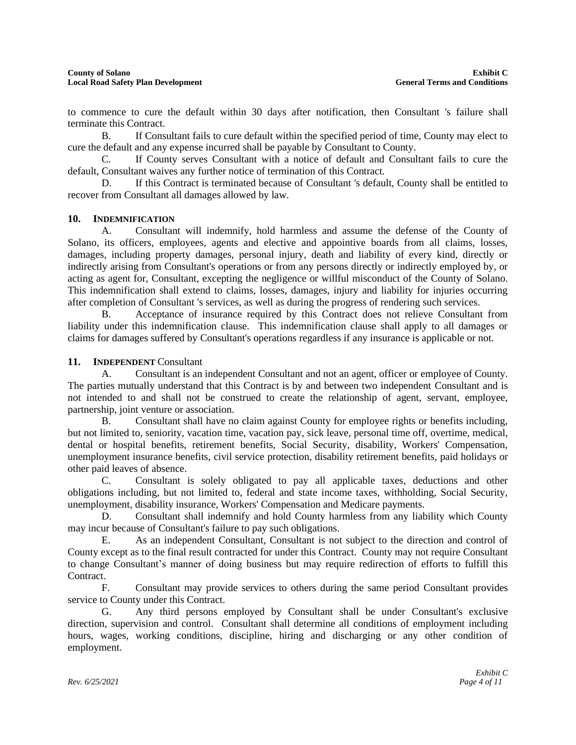to commence to cure the default within 30 days after notification, then Consultant 's failure shall terminate this Contract.

B. If Consultant fails to cure default within the specified period of time, County may elect to cure the default and any expense incurred shall be payable by Consultant to County.

C. If County serves Consultant with a notice of default and Consultant fails to cure the default, Consultant waives any further notice of termination of this Contract.

D. If this Contract is terminated because of Consultant 's default, County shall be entitled to recover from Consultant all damages allowed by law.

## 10. INDEMNIFICATION

A. Consultant will indemnify, hold harmless and assume the defense of the County of Solano, its officers, employees, agents and elective and appointive boards from all claims, losses, damages, including property damages, personal injury, death and liability of every kind, directly or indirectly arising from Consultant's operations or from any persons directly or indirectly employed by, or acting as agent for, Consultant, excepting the negligence or willful misconduct of the County of Solano. This indemnification shall extend to claims, losses, damages, injury and liability for injuries occurring after completion of Consultant 's services, as well as during the progress of rendering such services.

B. Acceptance of insurance required by this Contract does not relieve Consultant from liability under this indemnification clause. This indemnification clause shall apply to all damages or claims for damages suffered by Consultant's operations regardless if any insurance is applicable or not.

## 11. INDEPENDENT Consultant

A. Consultant is an independent Consultant and not an agent, officer or employee of County. The parties mutually understand that this Contract is by and between two independent Consultant and is not intended to and shall not be construed to create the relationship of agent, servant, employee, partnership, joint venture or association.

B. Consultant shall have no claim against County for employee rights or benefits including, but not limited to, seniority, vacation time, vacation pay, sick leave, personal time off, overtime, medical, dental or hospital benefits, retirement benefits, Social Security, disability, Workers' Compensation, unemployment insurance benefits, civil service protection, disability retirement benefits, paid holidays or other paid leaves of absence.

C. Consultant is solely obligated to pay all applicable taxes, deductions and other obligations including, but not limited to, federal and state income taxes, withholding, Social Security, unemployment, disability insurance, Workers' Compensation and Medicare payments.

D. Consultant shall indemnify and hold County harmless from any liability which County may incur because of Consultant's failure to pay such obligations.

E. As an independent Consultant, Consultant is not subject to the direction and control of County except as to the final result contracted for under this Contract. County may not require Consultant to change Consultant's manner of doing business but may require redirection of efforts to fulfill this Contract.

F. Consultant may provide services to others during the same period Consultant provides service to County under this Contract.

G. Any third persons employed by Consultant shall be under Consultant's exclusive direction, supervision and control. Consultant shall determine all conditions of employment including hours, wages, working conditions, discipline, hiring and discharging or any other condition of employment.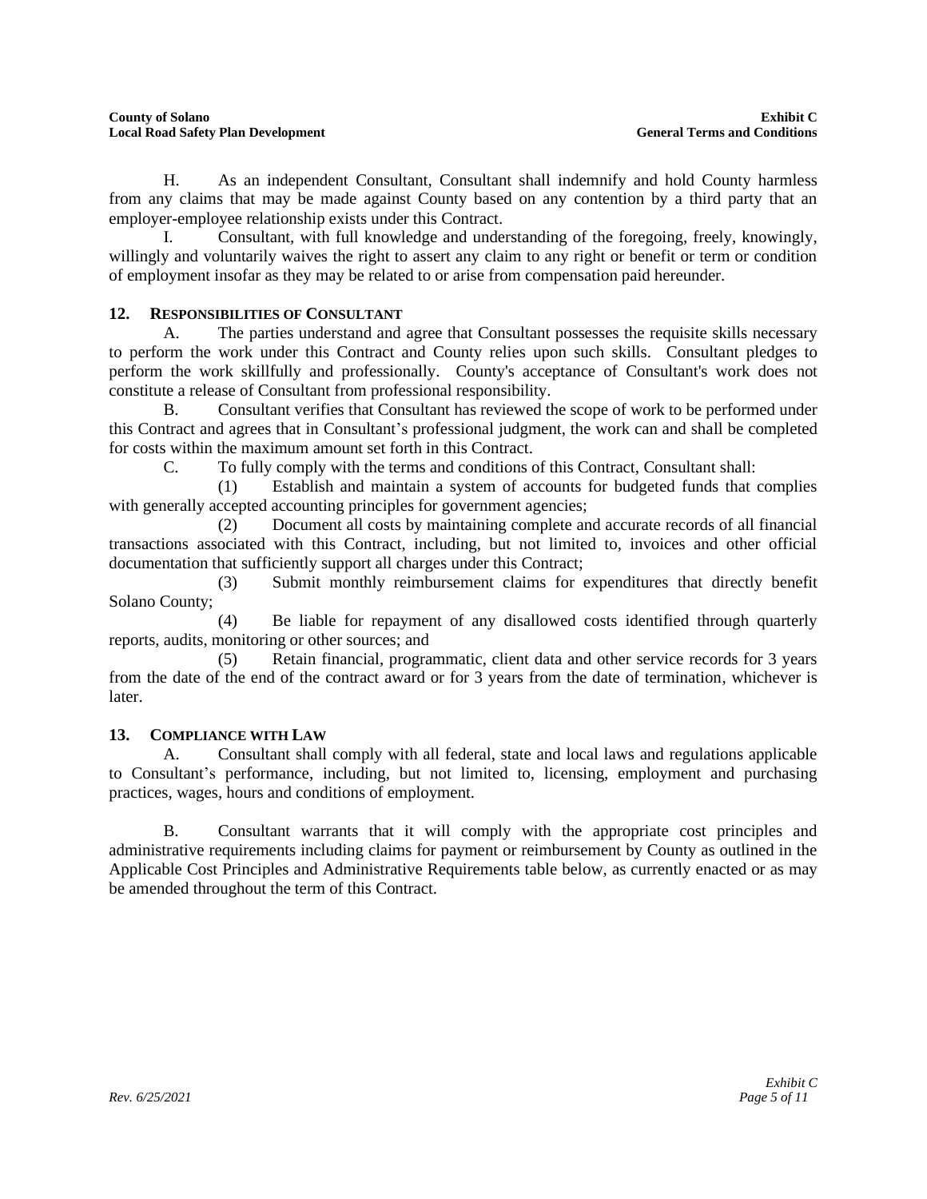H. As an independent Consultant, Consultant shall indemnify and hold County harmless from any claims that may be made against County based on any contention by a third party that an employer-employee relationship exists under this Contract.

I. Consultant, with full knowledge and understanding of the foregoing, freely, knowingly, willingly and voluntarily waives the right to assert any claim to any right or benefit or term or condition of employment insofar as they may be related to or arise from compensation paid hereunder.

## 12. RESPONSIBILITIES OF CONSULTANT

A. The parties understand and agree that Consultant possesses the requisite skills necessary to perform the work under this Contract and County relies upon such skills. Consultant pledges to perform the work skillfully and professionally. County's acceptance of Consultant's work does not constitute a release of Consultant from professional responsibility.

B. Consultant verifies that Consultant has reviewed the scope of work to be performed under this Contract and agrees that in Consultant's professional judgment, the work can and shall be completed for costs within the maximum amount set forth in this Contract.

C. To fully comply with the terms and conditions of this Contract, Consultant shall:

(1) Establish and maintain a system of accounts for budgeted funds that complies with generally accepted accounting principles for government agencies;

(2) Document all costs by maintaining complete and accurate records of all financial transactions associated with this Contract, including, but not limited to, invoices and other official documentation that sufficiently support all charges under this Contract;

(3) Submit monthly reimbursement claims for expenditures that directly benefit Solano County;

(4) Be liable for repayment of any disallowed costs identified through quarterly reports, audits, monitoring or other sources; and

(5) Retain financial, programmatic, client data and other service records for 3 years from the date of the end of the contract award or for 3 years from the date of termination, whichever is later.

## 13. COMPLIANCE WITH LAW

A. Consultant shall comply with all federal, state and local laws and regulations applicable to Consultant's performance, including, but not limited to, licensing, employment and purchasing practices, wages, hours and conditions of employment.

B. Consultant warrants that it will comply with the appropriate cost principles and administrative requirements including claims for payment or reimbursement by County as outlined in the Applicable Cost Principles and Administrative Requirements table below, as currently enacted or as may be amended throughout the term of this Contract.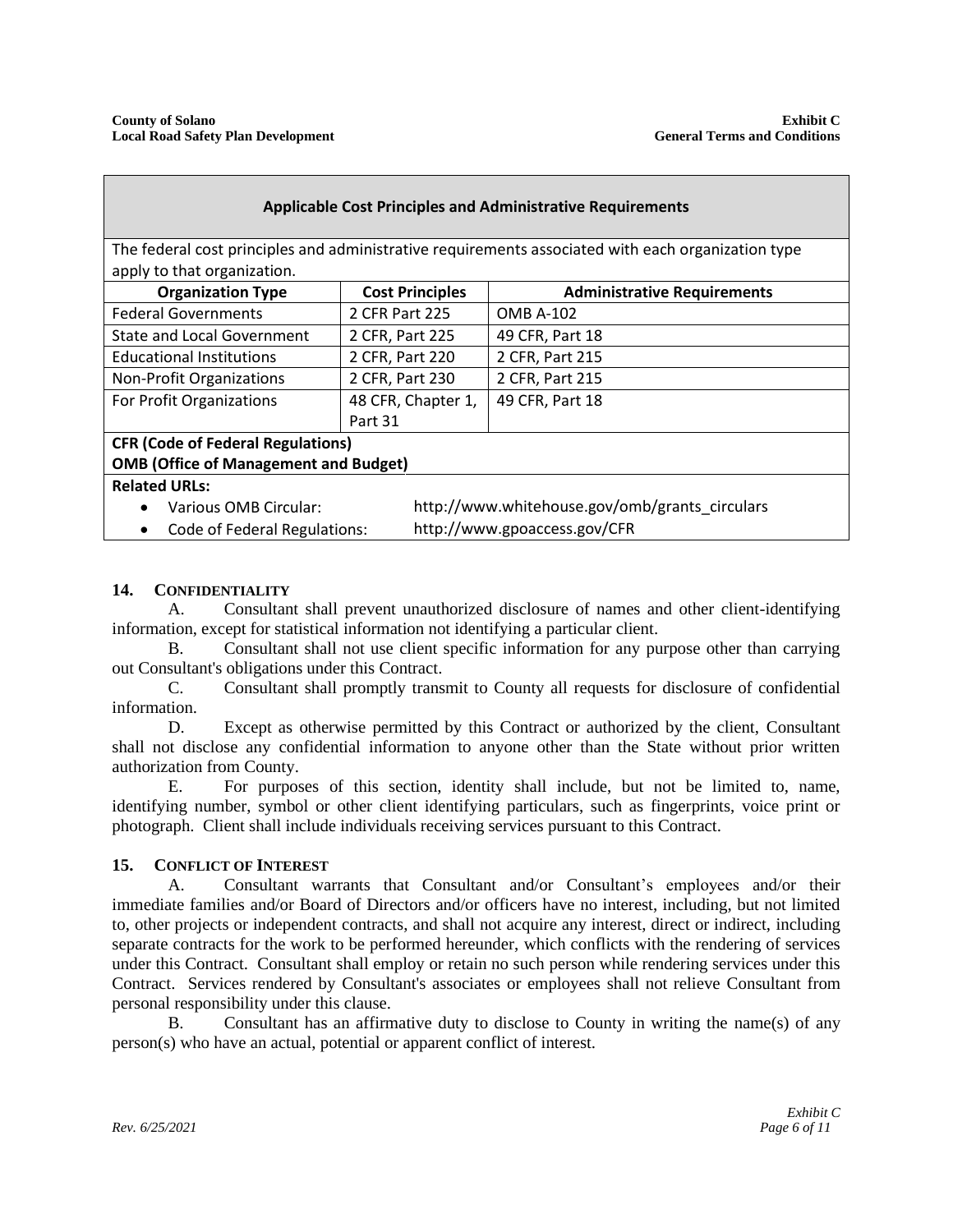| **Applicable Cost Principles and Administrative Requirements** | | |
|---|---|---|
| The federal cost principles and administrative requirements associated with each organization type apply to that organization. | | |
| **Organization Type** | **Cost Principles** | **Administrative Requirements** |
| Federal Governments | 2 CFR Part 225 | OMB A-102 |
| State and Local Government | 2 CFR, Part 225 | 49 CFR, Part 18 |
| Educational Institutions | 2 CFR, Part 220 | 2 CFR, Part 215 |
| Non-Profit Organizations | 2 CFR, Part 230 | 2 CFR, Part 215 |
| For Profit Organizations | 48 CFR, Chapter 1, Part 31 | 49 CFR, Part 18 |
| **CFR (Code of Federal Regulations)**<br>**OMB (Office of Management and Budget)** | | |
| **Related URLs:**<br>• Various OMB Circular: http://www.whitehouse.gov/omb/grants_circulars<br>• Code of Federal Regulations: http://www.gpoaccess.gov/CFR | | |

**14. CONFIDENTIALITY**

A. Consultant shall prevent unauthorized disclosure of names and other client-identifying information, except for statistical information not identifying a particular client.

B. Consultant shall not use client specific information for any purpose other than carrying out Consultant's obligations under this Contract.

C. Consultant shall promptly transmit to County all requests for disclosure of confidential information.

D. Except as otherwise permitted by this Contract or authorized by the client, Consultant shall not disclose any confidential information to anyone other than the State without prior written authorization from County.

E. For purposes of this section, identity shall include, but not be limited to, name, identifying number, symbol or other client identifying particulars, such as fingerprints, voice print or photograph. Client shall include individuals receiving services pursuant to this Contract.

**15. CONFLICT OF INTEREST**

A. Consultant warrants that Consultant and/or Consultant's employees and/or their immediate families and/or Board of Directors and/or officers have no interest, including, but not limited to, other projects or independent contracts, and shall not acquire any interest, direct or indirect, including separate contracts for the work to be performed hereunder, which conflicts with the rendering of services under this Contract. Consultant shall employ or retain no such person while rendering services under this Contract. Services rendered by Consultant's associates or employees shall not relieve Consultant from personal responsibility under this clause.

B. Consultant has an affirmative duty to disclose to County in writing the name(s) of any person(s) who have an actual, potential or apparent conflict of interest.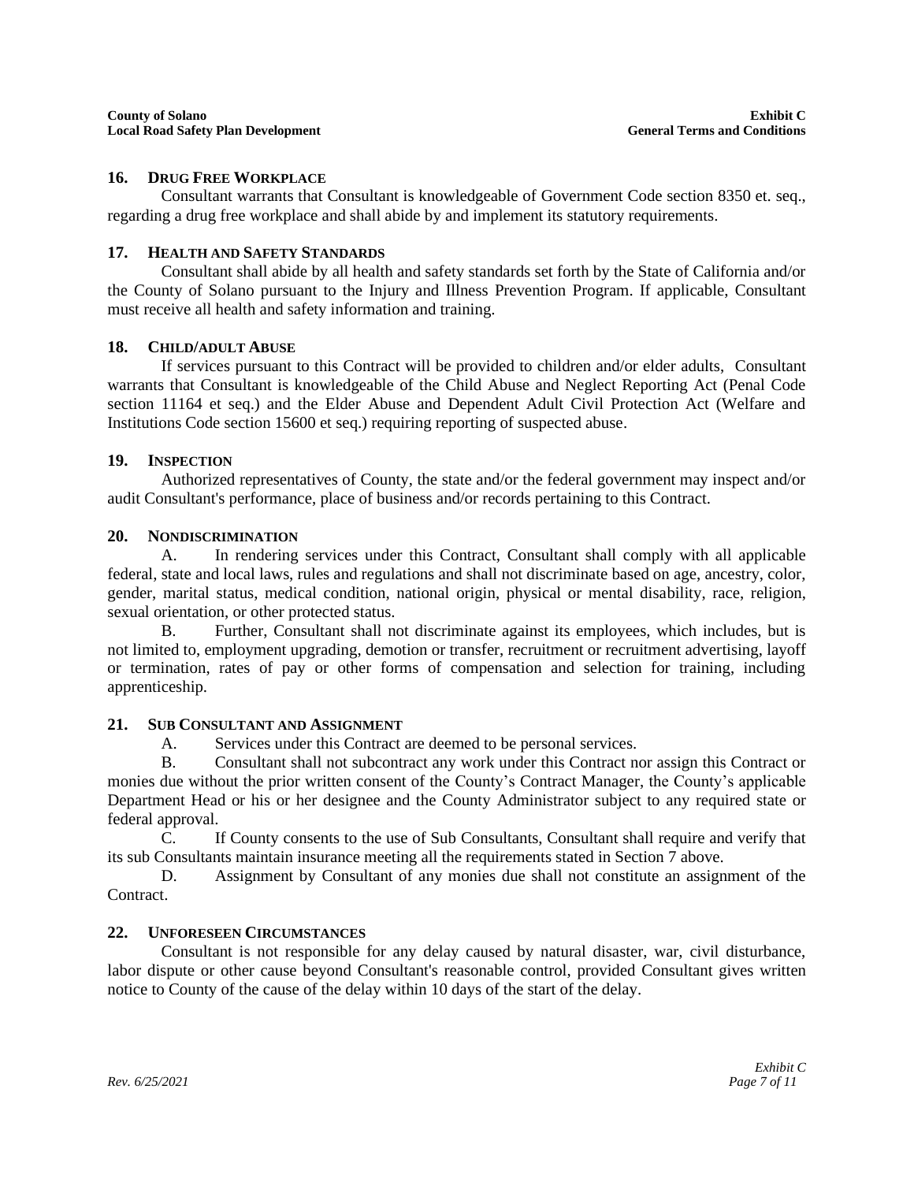## 16. DRUG FREE WORKPLACE

Consultant warrants that Consultant is knowledgeable of Government Code section 8350 et. seq., regarding a drug free workplace and shall abide by and implement its statutory requirements.

## 17. HEALTH AND SAFETY STANDARDS

Consultant shall abide by all health and safety standards set forth by the State of California and/or the County of Solano pursuant to the Injury and Illness Prevention Program. If applicable, Consultant must receive all health and safety information and training.

## 18. CHILD/ADULT ABUSE

If services pursuant to this Contract will be provided to children and/or elder adults, Consultant warrants that Consultant is knowledgeable of the Child Abuse and Neglect Reporting Act (Penal Code section 11164 et seq.) and the Elder Abuse and Dependent Adult Civil Protection Act (Welfare and Institutions Code section 15600 et seq.) requiring reporting of suspected abuse.

## 19. INSPECTION

Authorized representatives of County, the state and/or the federal government may inspect and/or audit Consultant's performance, place of business and/or records pertaining to this Contract.

## 20. NONDISCRIMINATION

A. In rendering services under this Contract, Consultant shall comply with all applicable federal, state and local laws, rules and regulations and shall not discriminate based on age, ancestry, color, gender, marital status, medical condition, national origin, physical or mental disability, race, religion, sexual orientation, or other protected status.

B. Further, Consultant shall not discriminate against its employees, which includes, but is not limited to, employment upgrading, demotion or transfer, recruitment or recruitment advertising, layoff or termination, rates of pay or other forms of compensation and selection for training, including apprenticeship.

## 21. SUB CONSULTANT AND ASSIGNMENT

A. Services under this Contract are deemed to be personal services.

B. Consultant shall not subcontract any work under this Contract nor assign this Contract or monies due without the prior written consent of the County's Contract Manager, the County's applicable Department Head or his or her designee and the County Administrator subject to any required state or federal approval.

C. If County consents to the use of Sub Consultants, Consultant shall require and verify that its sub Consultants maintain insurance meeting all the requirements stated in Section 7 above.

D. Assignment by Consultant of any monies due shall not constitute an assignment of the Contract.

## 22. UNFORESEEN CIRCUMSTANCES

Consultant is not responsible for any delay caused by natural disaster, war, civil disturbance, labor dispute or other cause beyond Consultant's reasonable control, provided Consultant gives written notice to County of the cause of the delay within 10 days of the start of the delay.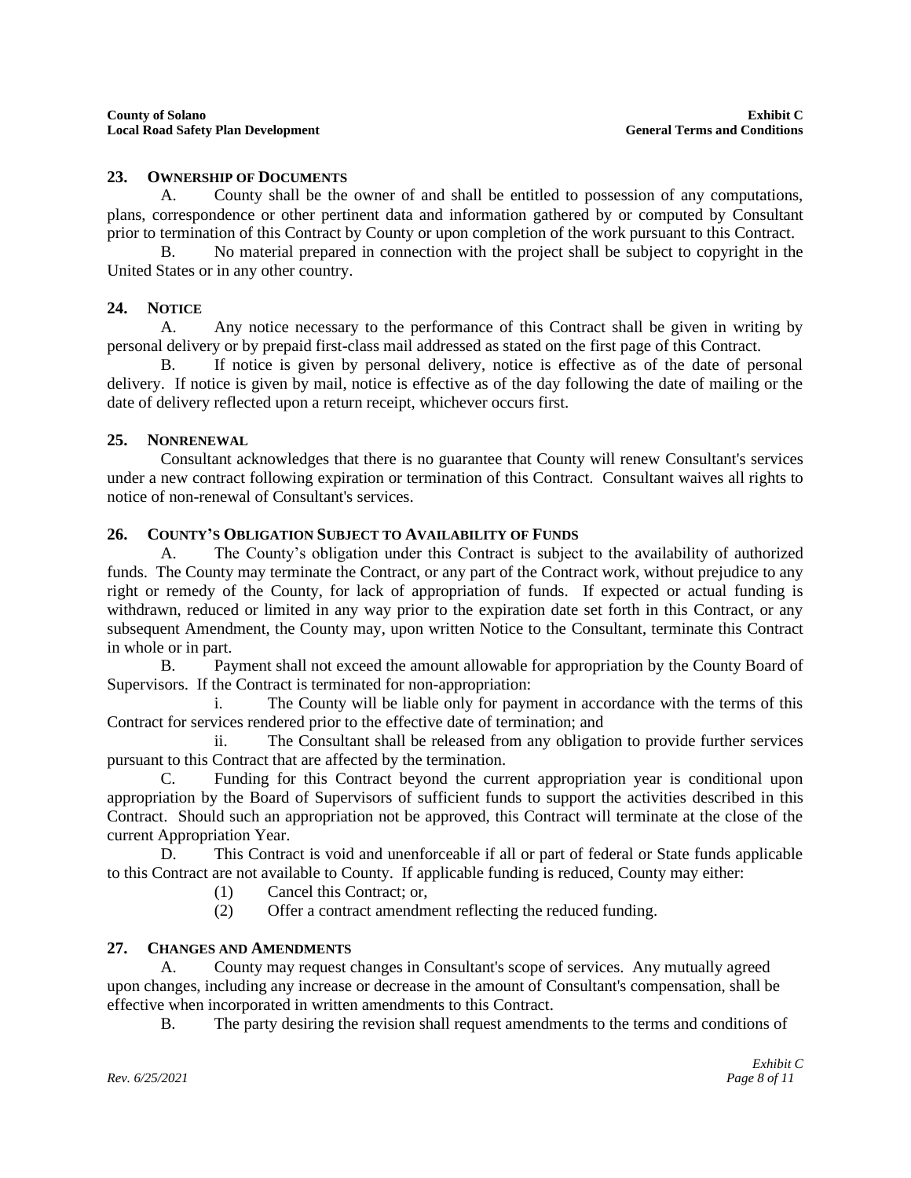**23. OWNERSHIP OF DOCUMENTS**

A. County shall be the owner of and shall be entitled to possession of any computations, plans, correspondence or other pertinent data and information gathered by or computed by Consultant prior to termination of this Contract by County or upon completion of the work pursuant to this Contract.

B. No material prepared in connection with the project shall be subject to copyright in the United States or in any other country.

**24. NOTICE**

A. Any notice necessary to the performance of this Contract shall be given in writing by personal delivery or by prepaid first-class mail addressed as stated on the first page of this Contract.

B. If notice is given by personal delivery, notice is effective as of the date of personal delivery. If notice is given by mail, notice is effective as of the day following the date of mailing or the date of delivery reflected upon a return receipt, whichever occurs first.

**25. NONRENEWAL**

Consultant acknowledges that there is no guarantee that County will renew Consultant's services under a new contract following expiration or termination of this Contract. Consultant waives all rights to notice of non-renewal of Consultant's services.

**26. COUNTY'S OBLIGATION SUBJECT TO AVAILABILITY OF FUNDS**

A. The County's obligation under this Contract is subject to the availability of authorized funds. The County may terminate the Contract, or any part of the Contract work, without prejudice to any right or remedy of the County, for lack of appropriation of funds. If expected or actual funding is withdrawn, reduced or limited in any way prior to the expiration date set forth in this Contract, or any subsequent Amendment, the County may, upon written Notice to the Consultant, terminate this Contract in whole or in part.

B. Payment shall not exceed the amount allowable for appropriation by the County Board of Supervisors. If the Contract is terminated for non-appropriation:

i. The County will be liable only for payment in accordance with the terms of this Contract for services rendered prior to the effective date of termination; and

ii. The Consultant shall be released from any obligation to provide further services pursuant to this Contract that are affected by the termination.

C. Funding for this Contract beyond the current appropriation year is conditional upon appropriation by the Board of Supervisors of sufficient funds to support the activities described in this Contract. Should such an appropriation not be approved, this Contract will terminate at the close of the current Appropriation Year.

D. This Contract is void and unenforceable if all or part of federal or State funds applicable to this Contract are not available to County. If applicable funding is reduced, County may either:

(1) Cancel this Contract; or,

(2) Offer a contract amendment reflecting the reduced funding.

**27. CHANGES AND AMENDMENTS**

A. County may request changes in Consultant's scope of services. Any mutually agreed upon changes, including any increase or decrease in the amount of Consultant's compensation, shall be effective when incorporated in written amendments to this Contract.

B. The party desiring the revision shall request amendments to the terms and conditions of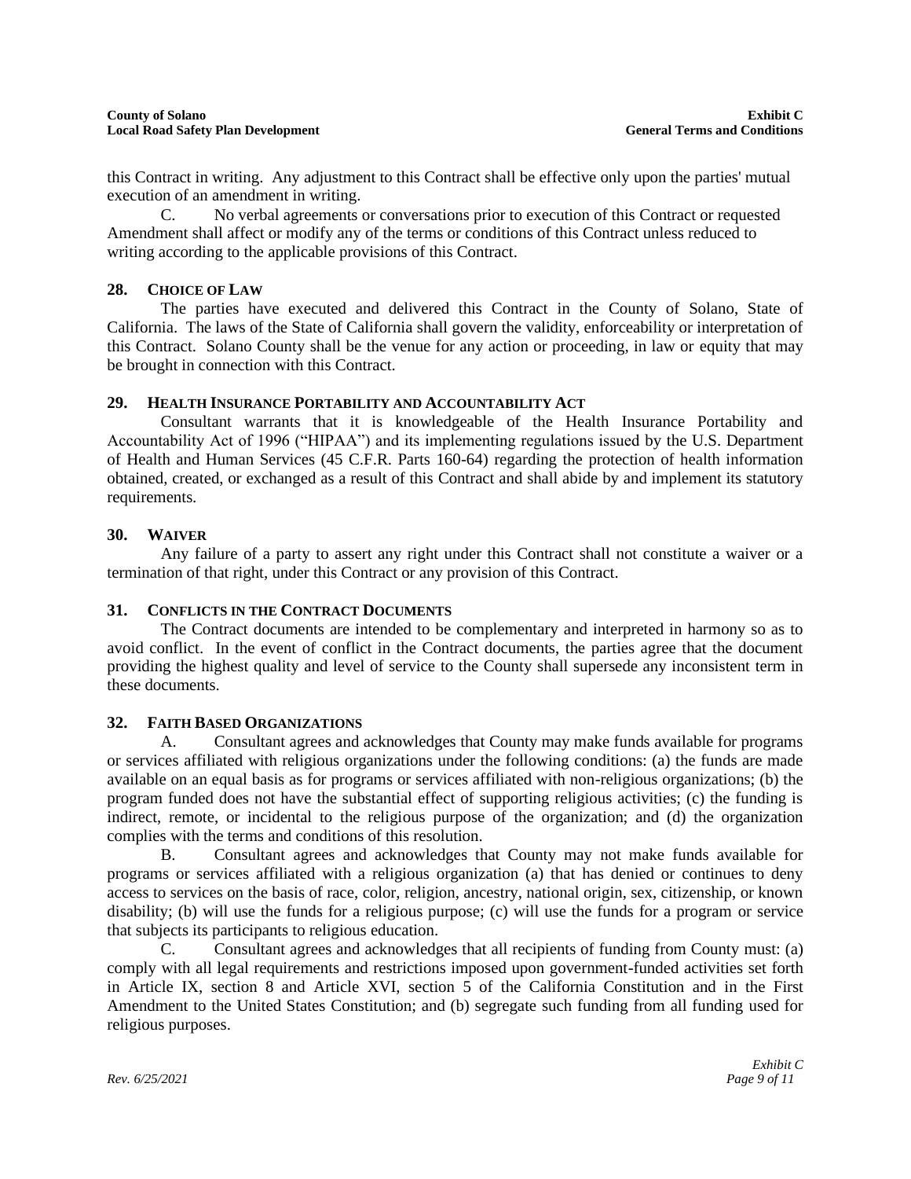this Contract in writing. Any adjustment to this Contract shall be effective only upon the parties' mutual execution of an amendment in writing.

C. No verbal agreements or conversations prior to execution of this Contract or requested Amendment shall affect or modify any of the terms or conditions of this Contract unless reduced to writing according to the applicable provisions of this Contract.

### 28. CHOICE OF LAW

The parties have executed and delivered this Contract in the County of Solano, State of California. The laws of the State of California shall govern the validity, enforceability or interpretation of this Contract. Solano County shall be the venue for any action or proceeding, in law or equity that may be brought in connection with this Contract.

### 29. HEALTH INSURANCE PORTABILITY AND ACCOUNTABILITY ACT

Consultant warrants that it is knowledgeable of the Health Insurance Portability and Accountability Act of 1996 ("HIPAA") and its implementing regulations issued by the U.S. Department of Health and Human Services (45 C.F.R. Parts 160-64) regarding the protection of health information obtained, created, or exchanged as a result of this Contract and shall abide by and implement its statutory requirements.

### 30. WAIVER

Any failure of a party to assert any right under this Contract shall not constitute a waiver or a termination of that right, under this Contract or any provision of this Contract.

### 31. CONFLICTS IN THE CONTRACT DOCUMENTS

The Contract documents are intended to be complementary and interpreted in harmony so as to avoid conflict. In the event of conflict in the Contract documents, the parties agree that the document providing the highest quality and level of service to the County shall supersede any inconsistent term in these documents.

### 32. FAITH BASED ORGANIZATIONS

A. Consultant agrees and acknowledges that County may make funds available for programs or services affiliated with religious organizations under the following conditions: (a) the funds are made available on an equal basis as for programs or services affiliated with non-religious organizations; (b) the program funded does not have the substantial effect of supporting religious activities; (c) the funding is indirect, remote, or incidental to the religious purpose of the organization; and (d) the organization complies with the terms and conditions of this resolution.

B. Consultant agrees and acknowledges that County may not make funds available for programs or services affiliated with a religious organization (a) that has denied or continues to deny access to services on the basis of race, color, religion, ancestry, national origin, sex, citizenship, or known disability; (b) will use the funds for a religious purpose; (c) will use the funds for a program or service that subjects its participants to religious education.

C. Consultant agrees and acknowledges that all recipients of funding from County must: (a) comply with all legal requirements and restrictions imposed upon government-funded activities set forth in Article IX, section 8 and Article XVI, section 5 of the California Constitution and in the First Amendment to the United States Constitution; and (b) segregate such funding from all funding used for religious purposes.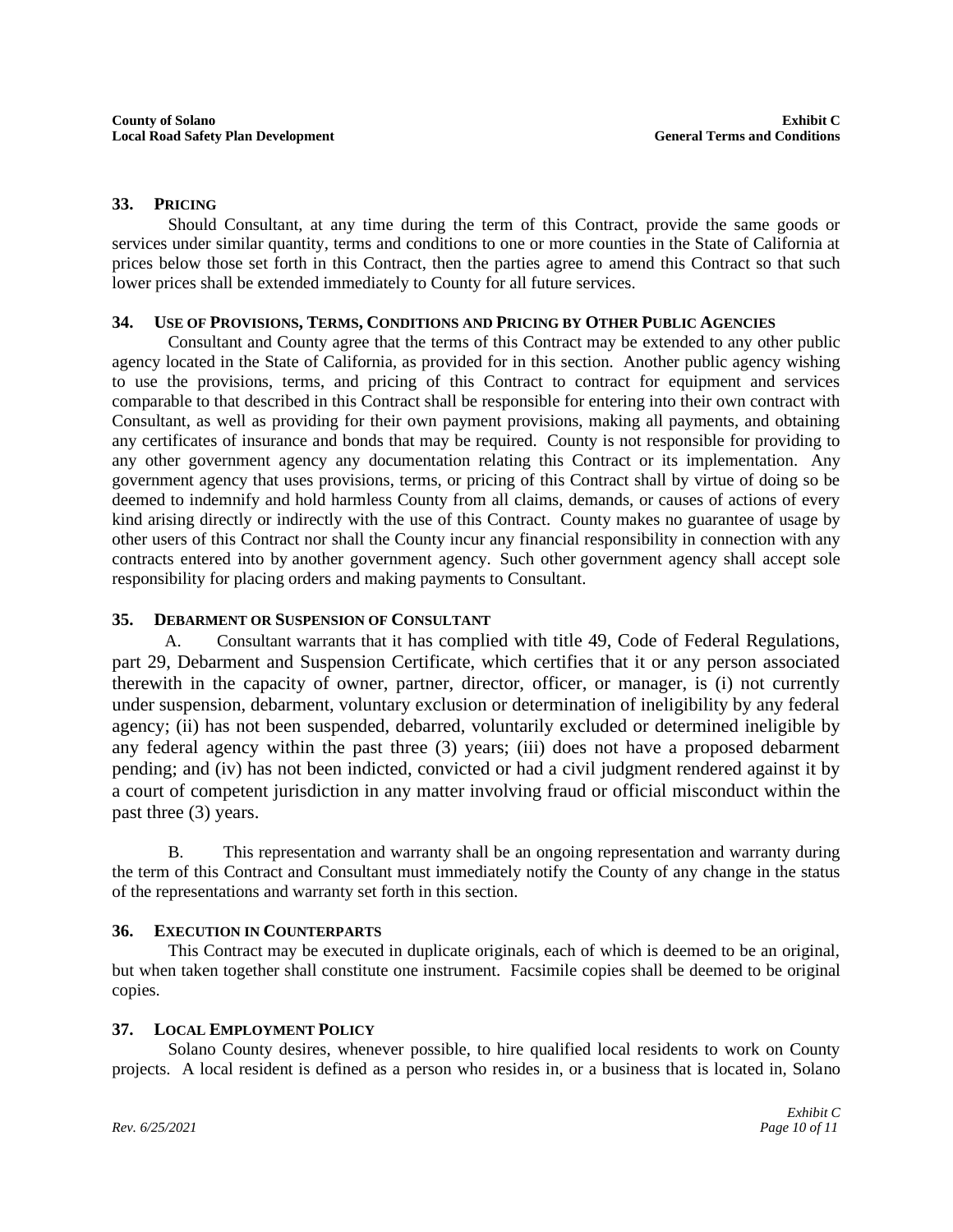## 33. PRICING

Should Consultant, at any time during the term of this Contract, provide the same goods or services under similar quantity, terms and conditions to one or more counties in the State of California at prices below those set forth in this Contract, then the parties agree to amend this Contract so that such lower prices shall be extended immediately to County for all future services.

## 34. USE OF PROVISIONS, TERMS, CONDITIONS AND PRICING BY OTHER PUBLIC AGENCIES

Consultant and County agree that the terms of this Contract may be extended to any other public agency located in the State of California, as provided for in this section. Another public agency wishing to use the provisions, terms, and pricing of this Contract to contract for equipment and services comparable to that described in this Contract shall be responsible for entering into their own contract with Consultant, as well as providing for their own payment provisions, making all payments, and obtaining any certificates of insurance and bonds that may be required. County is not responsible for providing to any other government agency any documentation relating this Contract or its implementation. Any government agency that uses provisions, terms, or pricing of this Contract shall by virtue of doing so be deemed to indemnify and hold harmless County from all claims, demands, or causes of actions of every kind arising directly or indirectly with the use of this Contract. County makes no guarantee of usage by other users of this Contract nor shall the County incur any financial responsibility in connection with any contracts entered into by another government agency. Such other government agency shall accept sole responsibility for placing orders and making payments to Consultant.

## 35. DEBARMENT OR SUSPENSION OF CONSULTANT

A. Consultant warrants that it has complied with title 49, Code of Federal Regulations, part 29, Debarment and Suspension Certificate, which certifies that it or any person associated therewith in the capacity of owner, partner, director, officer, or manager, is (i) not currently under suspension, debarment, voluntary exclusion or determination of ineligibility by any federal agency; (ii) has not been suspended, debarred, voluntarily excluded or determined ineligible by any federal agency within the past three (3) years; (iii) does not have a proposed debarment pending; and (iv) has not been indicted, convicted or had a civil judgment rendered against it by a court of competent jurisdiction in any matter involving fraud or official misconduct within the past three (3) years.

B. This representation and warranty shall be an ongoing representation and warranty during the term of this Contract and Consultant must immediately notify the County of any change in the status of the representations and warranty set forth in this section.

## 36. EXECUTION IN COUNTERPARTS

This Contract may be executed in duplicate originals, each of which is deemed to be an original, but when taken together shall constitute one instrument. Facsimile copies shall be deemed to be original copies.

## 37. LOCAL EMPLOYMENT POLICY

Solano County desires, whenever possible, to hire qualified local residents to work on County projects. A local resident is defined as a person who resides in, or a business that is located in, Solano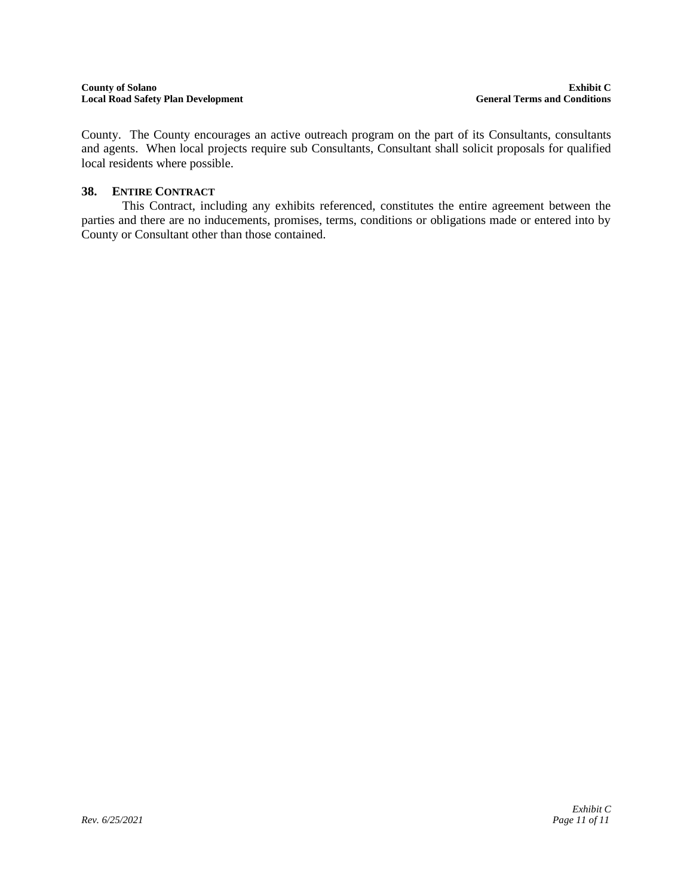County. The County encourages an active outreach program on the part of its Consultants, consultants and agents. When local projects require sub Consultants, Consultant shall solicit proposals for qualified local residents where possible.

### 38. ENTIRE CONTRACT

This Contract, including any exhibits referenced, constitutes the entire agreement between the parties and there are no inducements, promises, terms, conditions or obligations made or entered into by County or Consultant other than those contained.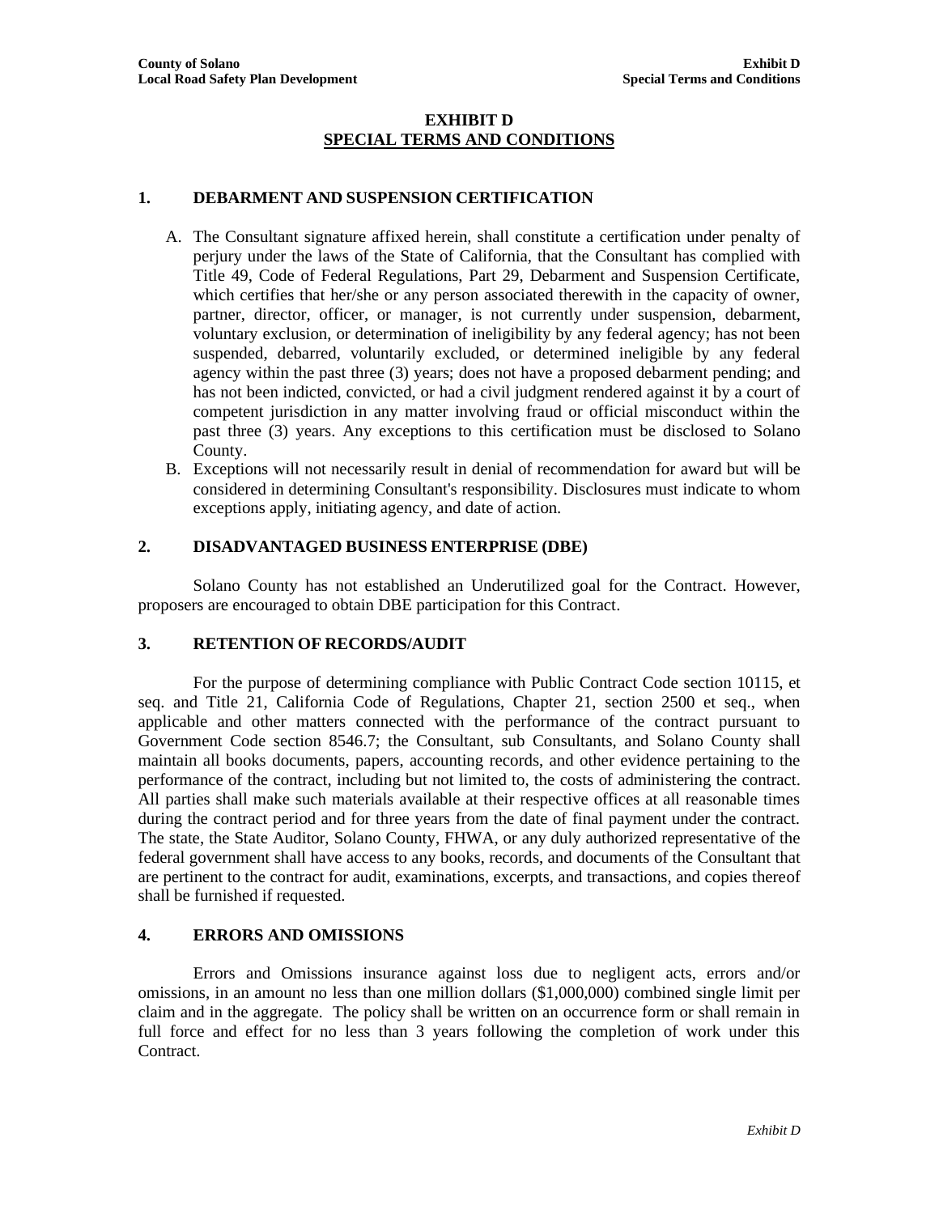# EXHIBIT D
## SPECIAL TERMS AND CONDITIONS

### 1. DEBARMENT AND SUSPENSION CERTIFICATION

A. The Consultant signature affixed herein, shall constitute a certification under penalty of perjury under the laws of the State of California, that the Consultant has complied with Title 49, Code of Federal Regulations, Part 29, Debarment and Suspension Certificate, which certifies that her/she or any person associated therewith in the capacity of owner, partner, director, officer, or manager, is not currently under suspension, debarment, voluntary exclusion, or determination of ineligibility by any federal agency; has not been suspended, debarred, voluntarily excluded, or determined ineligible by any federal agency within the past three (3) years; does not have a proposed debarment pending; and has not been indicted, convicted, or had a civil judgment rendered against it by a court of competent jurisdiction in any matter involving fraud or official misconduct within the past three (3) years. Any exceptions to this certification must be disclosed to Solano County.

B. Exceptions will not necessarily result in denial of recommendation for award but will be considered in determining Consultant's responsibility. Disclosures must indicate to whom exceptions apply, initiating agency, and date of action.

### 2. DISADVANTAGED BUSINESS ENTERPRISE (DBE)

Solano County has not established an Underutilized goal for the Contract. However, proposers are encouraged to obtain DBE participation for this Contract.

### 3. RETENTION OF RECORDS/AUDIT

For the purpose of determining compliance with Public Contract Code section 10115, et seq. and Title 21, California Code of Regulations, Chapter 21, section 2500 et seq., when applicable and other matters connected with the performance of the contract pursuant to Government Code section 8546.7; the Consultant, sub Consultants, and Solano County shall maintain all books documents, papers, accounting records, and other evidence pertaining to the performance of the contract, including but not limited to, the costs of administering the contract. All parties shall make such materials available at their respective offices at all reasonable times during the contract period and for three years from the date of final payment under the contract. The state, the State Auditor, Solano County, FHWA, or any duly authorized representative of the federal government shall have access to any books, records, and documents of the Consultant that are pertinent to the contract for audit, examinations, excerpts, and transactions, and copies thereof shall be furnished if requested.

### 4. ERRORS AND OMISSIONS

Errors and Omissions insurance against loss due to negligent acts, errors and/or omissions, in an amount no less than one million dollars ($1,000,000) combined single limit per claim and in the aggregate. The policy shall be written on an occurrence form or shall remain in full force and effect for no less than 3 years following the completion of work under this Contract.